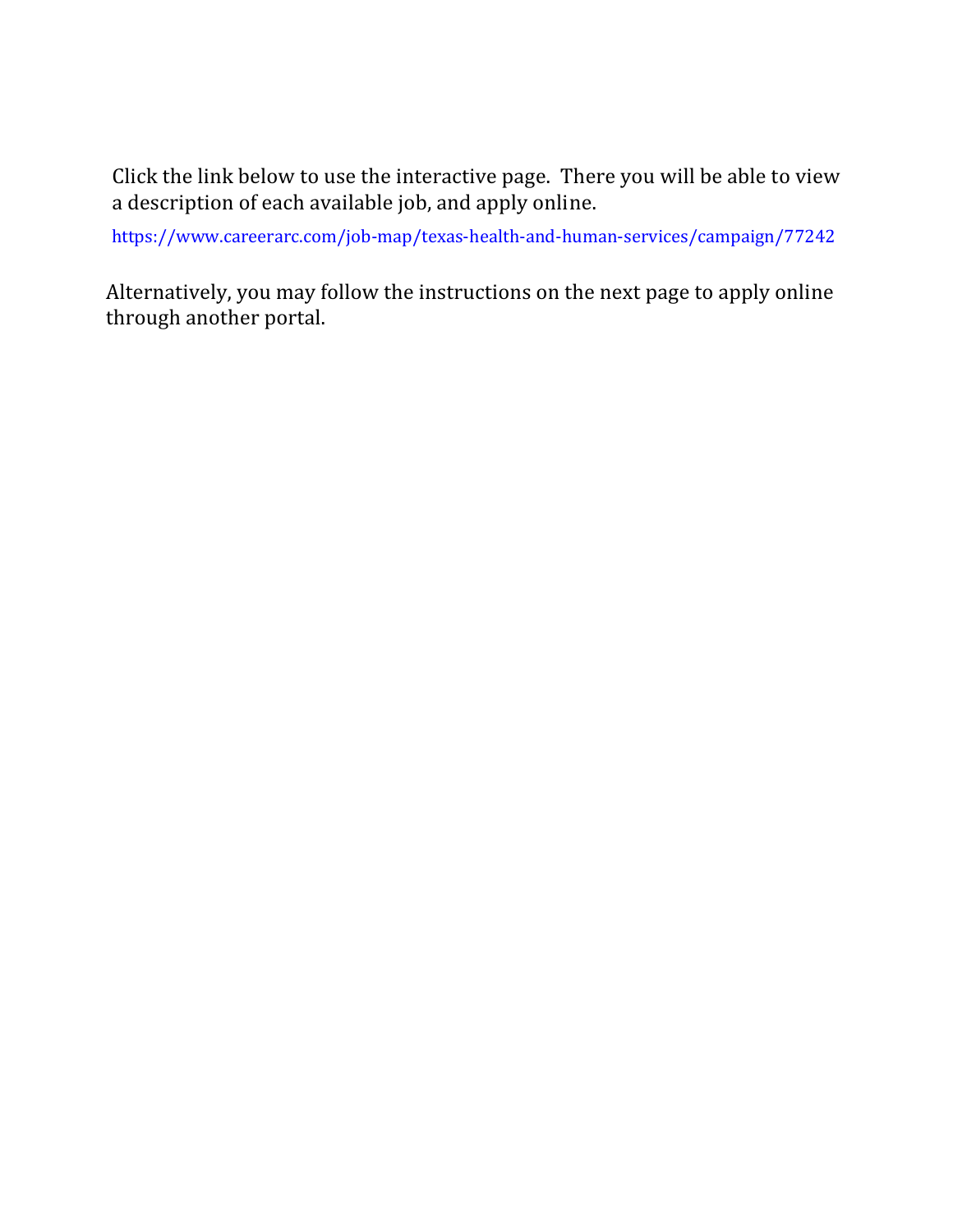Click the link below to use the interactive page. There you will be able to view a description of each available job, and apply online.

https://www.careerarc.com/job-map/texas-health-and-human-services/campaign/77242

Alternatively, you may follow the instructions on the next page to apply online through another portal.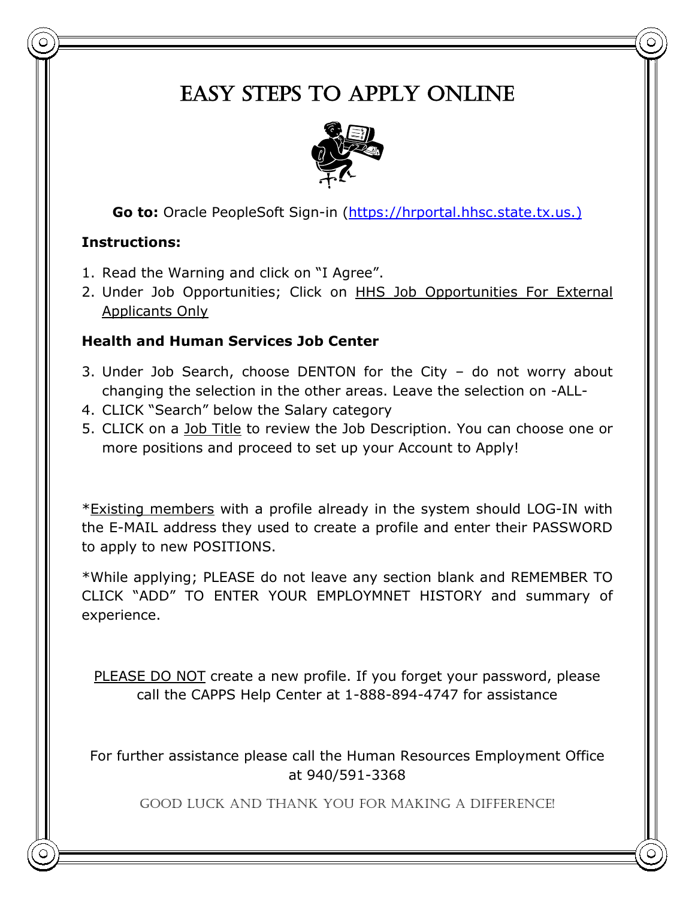# EASY STEPS TO APPLY ONLINE

**Go to:** Oracle PeopleSoft Sign-in (https://hrportal.hhsc.state.tx.us.)

**Instructions:**

1. Read the Warning and click on "I Agree".
2. Under Job Opportunities; Click on HHS Job Opportunities For External Applicants Only

**Health and Human Services Job Center**

3. Under Job Search, choose DENTON for the City – do not worry about changing the selection in the other areas. Leave the selection on -ALL-
4. CLICK "Search" below the Salary category
5. CLICK on a Job Title to review the Job Description. You can choose one or more positions and proceed to set up your Account to Apply!

*Existing members with a profile already in the system should LOG-IN with the E-MAIL address they used to create a profile and enter their PASSWORD to apply to new POSITIONS.

*While applying; PLEASE do not leave any section blank and REMEMBER TO CLICK "ADD" TO ENTER YOUR EMPLOYMNET HISTORY and summary of experience.

PLEASE DO NOT create a new profile. If you forget your password, please call the CAPPS Help Center at 1-888-894-4747 for assistance

For further assistance please call the Human Resources Employment Office at 940/591-3368

GOOD LUCK AND THANK YOU FOR MAKING A DIFFERENCE!